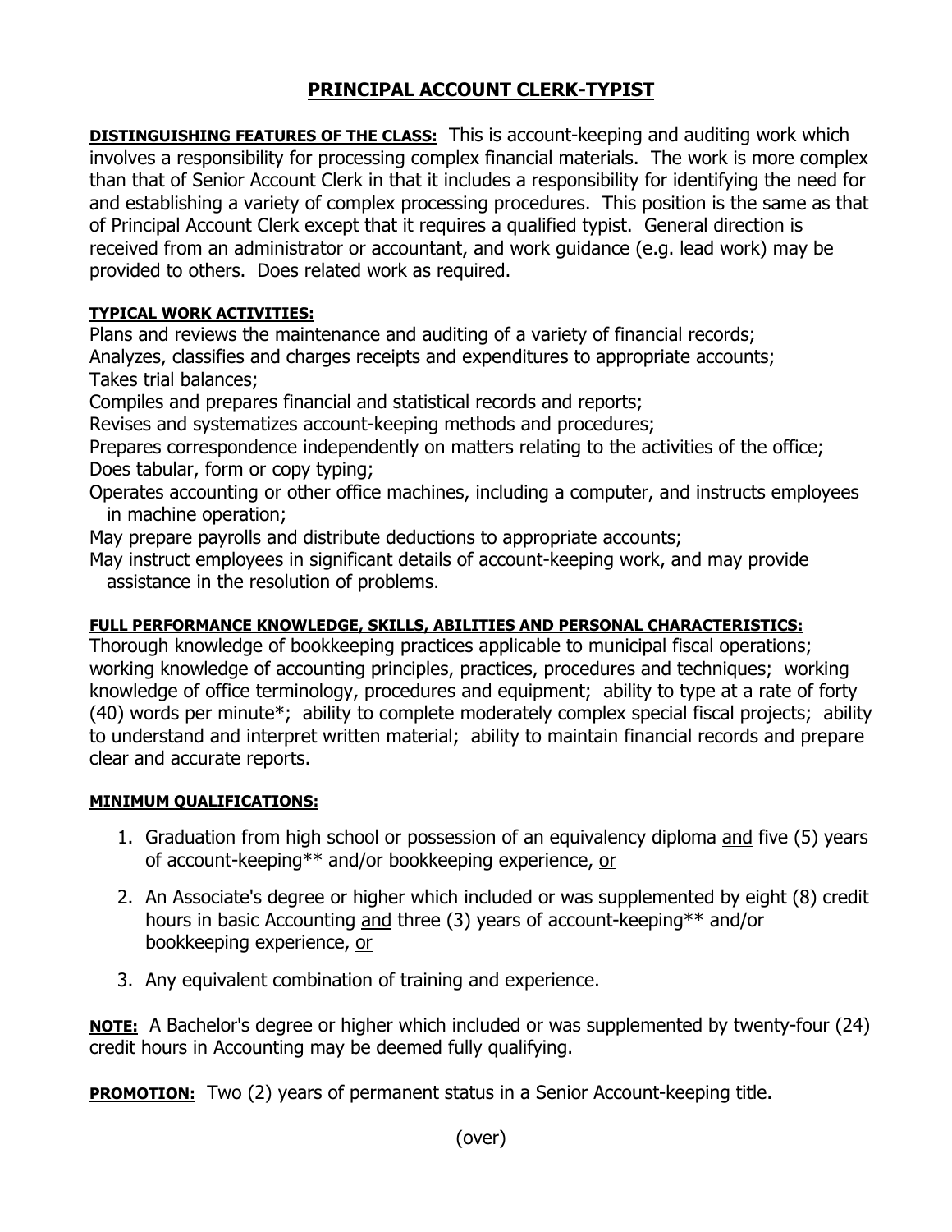# PRINCIPAL ACCOUNT CLERK-TYPIST

**DISTINGUISHING FEATURES OF THE CLASS:** This is account-keeping and auditing work which involves a responsibility for processing complex financial materials. The work is more complex than that of Senior Account Clerk in that it includes a responsibility for identifying the need for and establishing a variety of complex processing procedures. This position is the same as that of Principal Account Clerk except that it requires a qualified typist. General direction is received from an administrator or accountant, and work guidance (e.g. lead work) may be provided to others. Does related work as required.

**TYPICAL WORK ACTIVITIES:**

Plans and reviews the maintenance and auditing of a variety of financial records;
Analyzes, classifies and charges receipts and expenditures to appropriate accounts;
Takes trial balances;
Compiles and prepares financial and statistical records and reports;
Revises and systematizes account-keeping methods and procedures;
Prepares correspondence independently on matters relating to the activities of the office;
Does tabular, form or copy typing;
Operates accounting or other office machines, including a computer, and instructs employees in machine operation;
May prepare payrolls and distribute deductions to appropriate accounts;
May instruct employees in significant details of account-keeping work, and may provide assistance in the resolution of problems.

**FULL PERFORMANCE KNOWLEDGE, SKILLS, ABILITIES AND PERSONAL CHARACTERISTICS:**

Thorough knowledge of bookkeeping practices applicable to municipal fiscal operations; working knowledge of accounting principles, practices, procedures and techniques; working knowledge of office terminology, procedures and equipment; ability to type at a rate of forty (40) words per minute*; ability to complete moderately complex special fiscal projects; ability to understand and interpret written material; ability to maintain financial records and prepare clear and accurate reports.

**MINIMUM QUALIFICATIONS:**

1. Graduation from high school or possession of an equivalency diploma and five (5) years of account-keeping** and/or bookkeeping experience, or
2. An Associate's degree or higher which included or was supplemented by eight (8) credit hours in basic Accounting and three (3) years of account-keeping** and/or bookkeeping experience, or
3. Any equivalent combination of training and experience.

**NOTE:** A Bachelor's degree or higher which included or was supplemented by twenty-four (24) credit hours in Accounting may be deemed fully qualifying.

**PROMOTION:** Two (2) years of permanent status in a Senior Account-keeping title.

(over)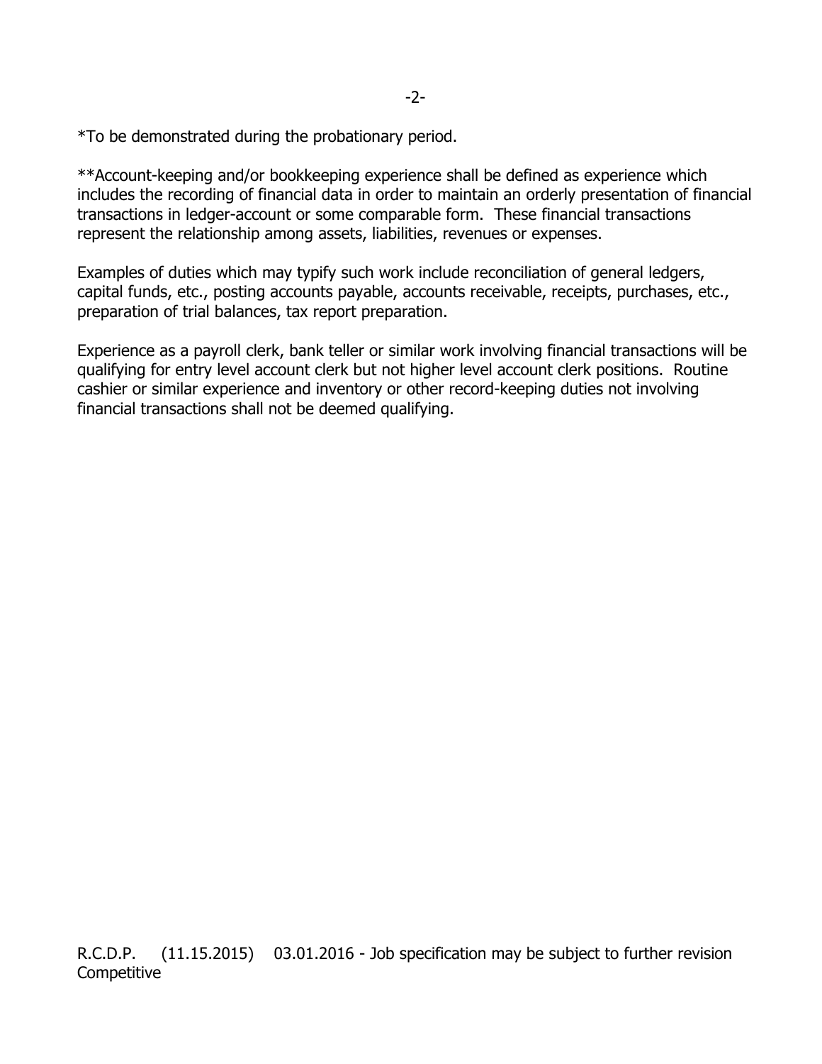*To be demonstrated during the probationary period.

**Account-keeping and/or bookkeeping experience shall be defined as experience which includes the recording of financial data in order to maintain an orderly presentation of financial transactions in ledger-account or some comparable form. These financial transactions represent the relationship among assets, liabilities, revenues or expenses.

Examples of duties which may typify such work include reconciliation of general ledgers, capital funds, etc., posting accounts payable, accounts receivable, receipts, purchases, etc., preparation of trial balances, tax report preparation.

Experience as a payroll clerk, bank teller or similar work involving financial transactions will be qualifying for entry level account clerk but not higher level account clerk positions. Routine cashier or similar experience and inventory or other record-keeping duties not involving financial transactions shall not be deemed qualifying.

R.C.D.P. (11.15.2015) 03.01.2016 - Job specification may be subject to further revision
Competitive